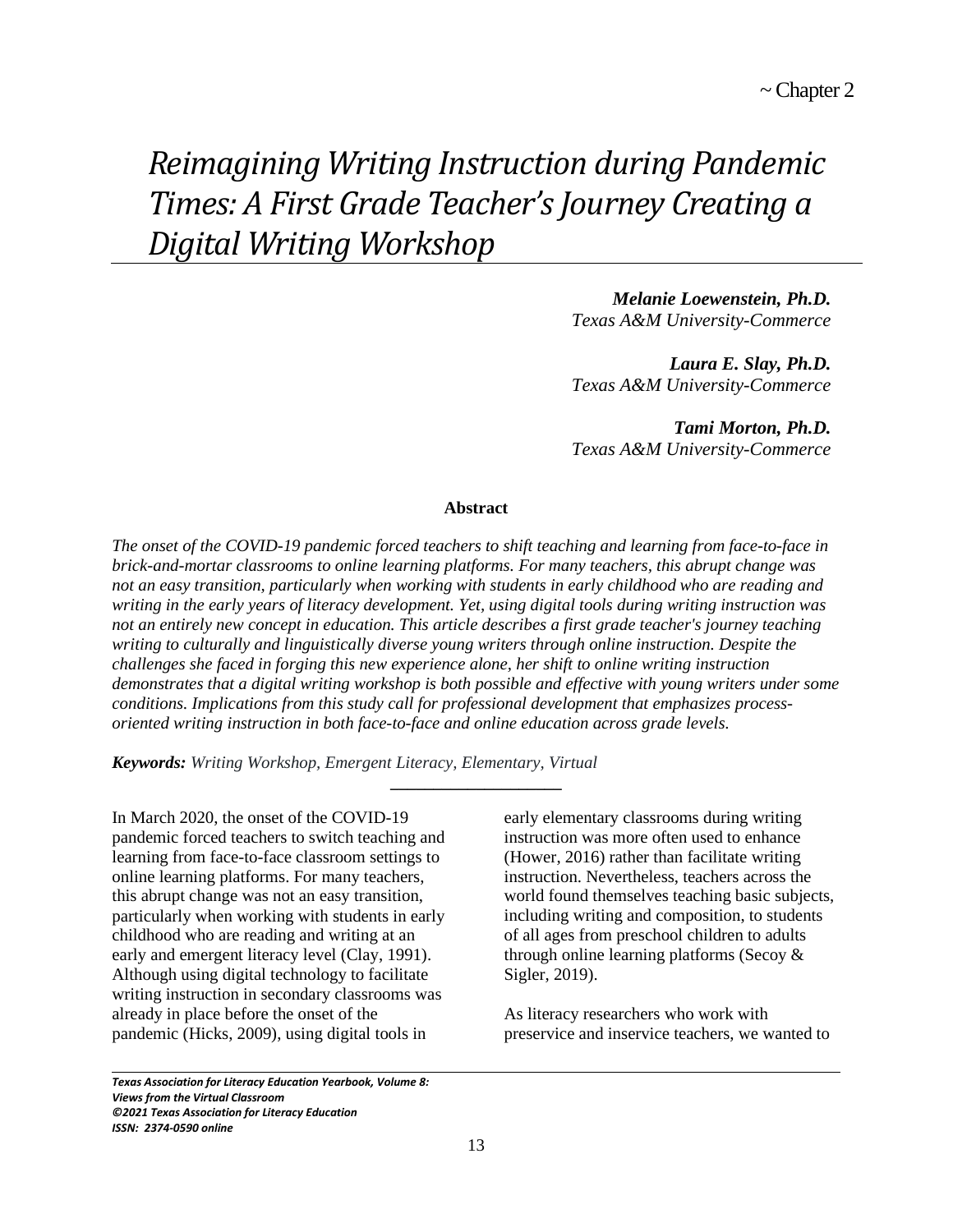~ Chapter 2

# *Reimagining Writing Instruction during Pandemic Times: A First Grade Teacher's Journey Creating a Digital Writing Workshop*

***Melanie Loewenstein, Ph.D.***
*Texas A&M University-Commerce*

***Laura E. Slay, Ph.D.***
*Texas A&M University-Commerce*

***Tami Morton, Ph.D.***
*Texas A&M University-Commerce*

**Abstract**

*The onset of the COVID-19 pandemic forced teachers to shift teaching and learning from face-to-face in brick-and-mortar classrooms to online learning platforms. For many teachers, this abrupt change was not an easy transition, particularly when working with students in early childhood who are reading and writing in the early years of literacy development. Yet, using digital tools during writing instruction was not an entirely new concept in education. This article describes a first grade teacher's journey teaching writing to culturally and linguistically diverse young writers through online instruction. Despite the challenges she faced in forging this new experience alone, her shift to online writing instruction demonstrates that a digital writing workshop is both possible and effective with young writers under some conditions. Implications from this study call for professional development that emphasizes process-oriented writing instruction in both face-to-face and online education across grade levels.*

***Keywords:*** *Writing Workshop, Emergent Literacy, Elementary, Virtual*

In March 2020, the onset of the COVID-19 pandemic forced teachers to switch teaching and learning from face-to-face classroom settings to online learning platforms. For many teachers, this abrupt change was not an easy transition, particularly when working with students in early childhood who are reading and writing at an early and emergent literacy level (Clay, 1991). Although using digital technology to facilitate writing instruction in secondary classrooms was already in place before the onset of the pandemic (Hicks, 2009), using digital tools in early elementary classrooms during writing instruction was more often used to enhance (Hower, 2016) rather than facilitate writing instruction. Nevertheless, teachers across the world found themselves teaching basic subjects, including writing and composition, to students of all ages from preschool children to adults through online learning platforms (Secoy & Sigler, 2019).

As literacy researchers who work with preservice and inservice teachers, we wanted to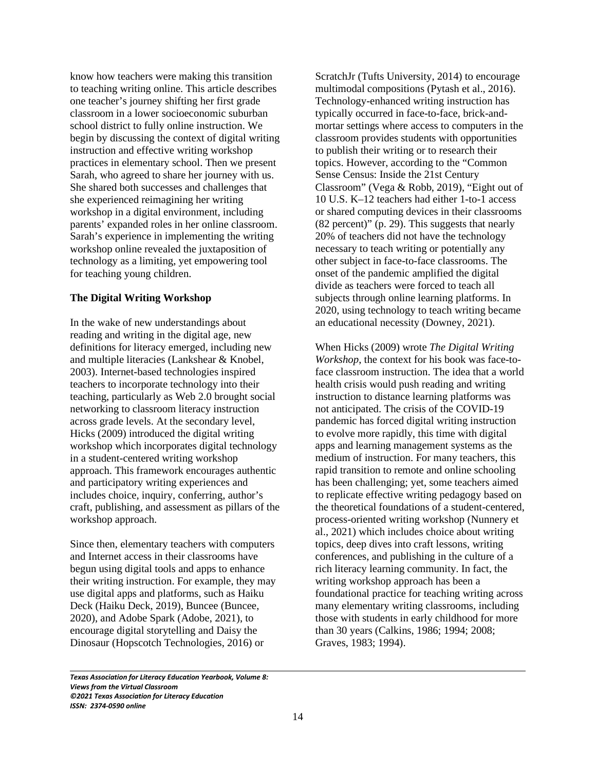know how teachers were making this transition to teaching writing online. This article describes one teacher's journey shifting her first grade classroom in a lower socioeconomic suburban school district to fully online instruction. We begin by discussing the context of digital writing instruction and effective writing workshop practices in elementary school. Then we present Sarah, who agreed to share her journey with us. She shared both successes and challenges that she experienced reimagining her writing workshop in a digital environment, including parents' expanded roles in her online classroom. Sarah's experience in implementing the writing workshop online revealed the juxtaposition of technology as a limiting, yet empowering tool for teaching young children.

## The Digital Writing Workshop

In the wake of new understandings about reading and writing in the digital age, new definitions for literacy emerged, including new and multiple literacies (Lankshear & Knobel, 2003). Internet-based technologies inspired teachers to incorporate technology into their teaching, particularly as Web 2.0 brought social networking to classroom literacy instruction across grade levels. At the secondary level, Hicks (2009) introduced the digital writing workshop which incorporates digital technology in a student-centered writing workshop approach. This framework encourages authentic and participatory writing experiences and includes choice, inquiry, conferring, author's craft, publishing, and assessment as pillars of the workshop approach.

Since then, elementary teachers with computers and Internet access in their classrooms have begun using digital tools and apps to enhance their writing instruction. For example, they may use digital apps and platforms, such as Haiku Deck (Haiku Deck, 2019), Buncee (Buncee, 2020), and Adobe Spark (Adobe, 2021), to encourage digital storytelling and Daisy the Dinosaur (Hopscotch Technologies, 2016) or ScratchJr (Tufts University, 2014) to encourage multimodal compositions (Pytash et al., 2016). Technology-enhanced writing instruction has typically occurred in face-to-face, brick-and-mortar settings where access to computers in the classroom provides students with opportunities to publish their writing or to research their topics. However, according to the "Common Sense Census: Inside the 21st Century Classroom" (Vega & Robb, 2019), "Eight out of 10 U.S. K–12 teachers had either 1-to-1 access or shared computing devices in their classrooms (82 percent)" (p. 29). This suggests that nearly 20% of teachers did not have the technology necessary to teach writing or potentially any other subject in face-to-face classrooms. The onset of the pandemic amplified the digital divide as teachers were forced to teach all subjects through online learning platforms. In 2020, using technology to teach writing became an educational necessity (Downey, 2021).

When Hicks (2009) wrote *The Digital Writing Workshop*, the context for his book was face-to-face classroom instruction. The idea that a world health crisis would push reading and writing instruction to distance learning platforms was not anticipated. The crisis of the COVID-19 pandemic has forced digital writing instruction to evolve more rapidly, this time with digital apps and learning management systems as the medium of instruction. For many teachers, this rapid transition to remote and online schooling has been challenging; yet, some teachers aimed to replicate effective writing pedagogy based on the theoretical foundations of a student-centered, process-oriented writing workshop (Nunnery et al., 2021) which includes choice about writing topics, deep dives into craft lessons, writing conferences, and publishing in the culture of a rich literacy learning community. In fact, the writing workshop approach has been a foundational practice for teaching writing across many elementary writing classrooms, including those with students in early childhood for more than 30 years (Calkins, 1986; 1994; 2008; Graves, 1983; 1994).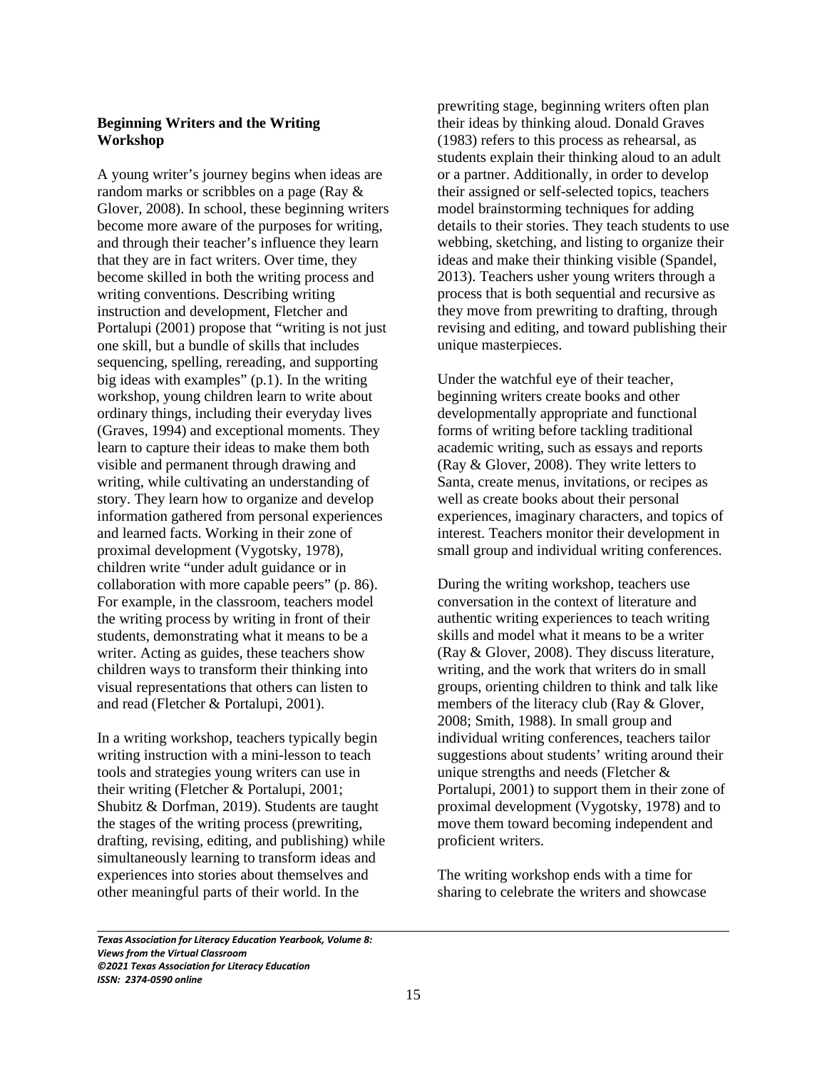## Beginning Writers and the Writing Workshop

A young writer's journey begins when ideas are random marks or scribbles on a page (Ray & Glover, 2008). In school, these beginning writers become more aware of the purposes for writing, and through their teacher's influence they learn that they are in fact writers. Over time, they become skilled in both the writing process and writing conventions. Describing writing instruction and development, Fletcher and Portalupi (2001) propose that "writing is not just one skill, but a bundle of skills that includes sequencing, spelling, rereading, and supporting big ideas with examples" (p.1). In the writing workshop, young children learn to write about ordinary things, including their everyday lives (Graves, 1994) and exceptional moments. They learn to capture their ideas to make them both visible and permanent through drawing and writing, while cultivating an understanding of story. They learn how to organize and develop information gathered from personal experiences and learned facts. Working in their zone of proximal development (Vygotsky, 1978), children write "under adult guidance or in collaboration with more capable peers" (p. 86). For example, in the classroom, teachers model the writing process by writing in front of their students, demonstrating what it means to be a writer. Acting as guides, these teachers show children ways to transform their thinking into visual representations that others can listen to and read (Fletcher & Portalupi, 2001).

In a writing workshop, teachers typically begin writing instruction with a mini-lesson to teach tools and strategies young writers can use in their writing (Fletcher & Portalupi, 2001; Shubitz & Dorfman, 2019). Students are taught the stages of the writing process (prewriting, drafting, revising, editing, and publishing) while simultaneously learning to transform ideas and experiences into stories about themselves and other meaningful parts of their world. In the prewriting stage, beginning writers often plan their ideas by thinking aloud. Donald Graves (1983) refers to this process as rehearsal, as students explain their thinking aloud to an adult or a partner. Additionally, in order to develop their assigned or self-selected topics, teachers model brainstorming techniques for adding details to their stories. They teach students to use webbing, sketching, and listing to organize their ideas and make their thinking visible (Spandel, 2013). Teachers usher young writers through a process that is both sequential and recursive as they move from prewriting to drafting, through revising and editing, and toward publishing their unique masterpieces.

Under the watchful eye of their teacher, beginning writers create books and other developmentally appropriate and functional forms of writing before tackling traditional academic writing, such as essays and reports (Ray & Glover, 2008). They write letters to Santa, create menus, invitations, or recipes as well as create books about their personal experiences, imaginary characters, and topics of interest. Teachers monitor their development in small group and individual writing conferences.

During the writing workshop, teachers use conversation in the context of literature and authentic writing experiences to teach writing skills and model what it means to be a writer (Ray & Glover, 2008). They discuss literature, writing, and the work that writers do in small groups, orienting children to think and talk like members of the literacy club (Ray & Glover, 2008; Smith, 1988). In small group and individual writing conferences, teachers tailor suggestions about students' writing around their unique strengths and needs (Fletcher & Portalupi, 2001) to support them in their zone of proximal development (Vygotsky, 1978) and to move them toward becoming independent and proficient writers.

The writing workshop ends with a time for sharing to celebrate the writers and showcase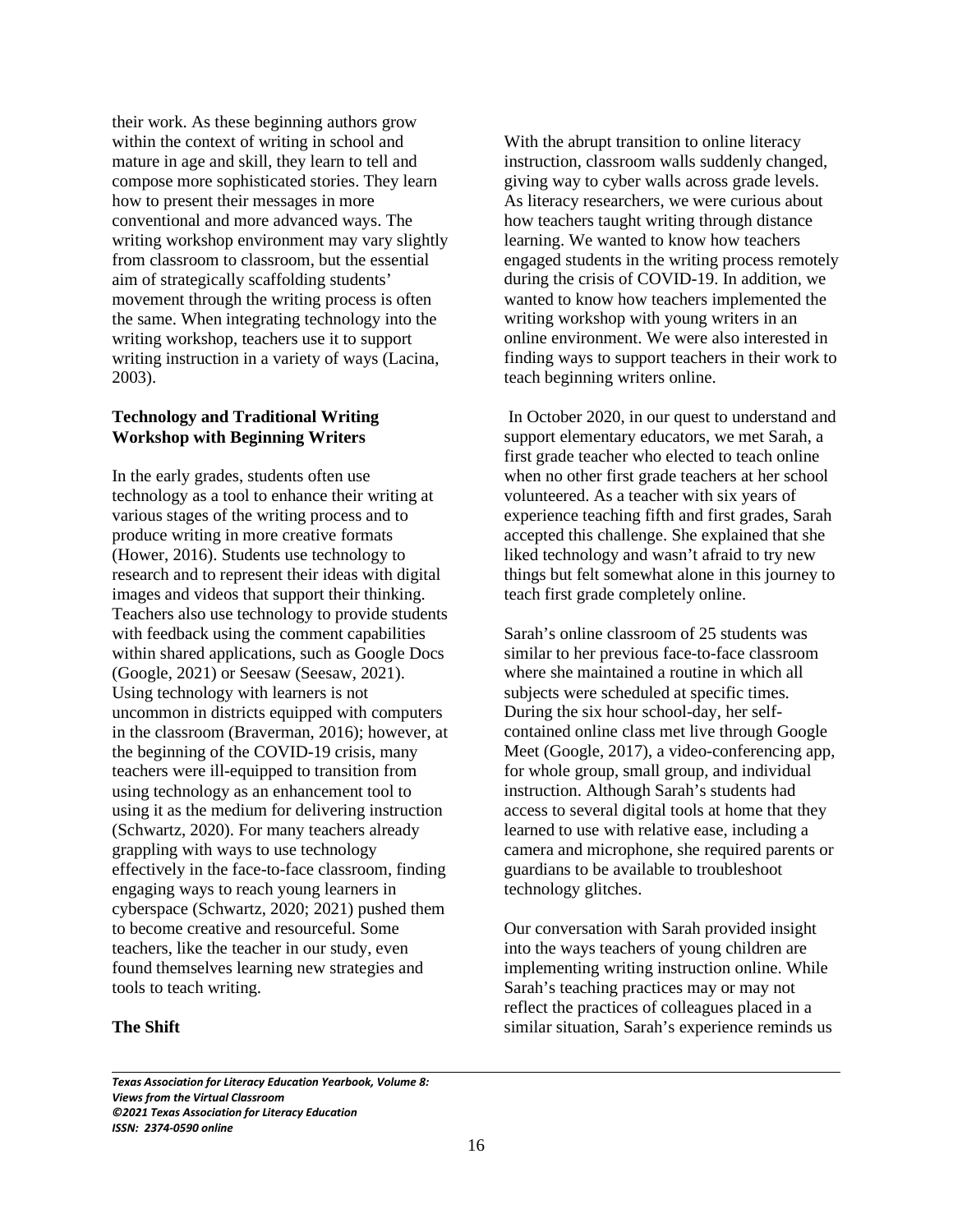their work. As these beginning authors grow within the context of writing in school and mature in age and skill, they learn to tell and compose more sophisticated stories. They learn how to present their messages in more conventional and more advanced ways. The writing workshop environment may vary slightly from classroom to classroom, but the essential aim of strategically scaffolding students' movement through the writing process is often the same. When integrating technology into the writing workshop, teachers use it to support writing instruction in a variety of ways (Lacina, 2003).

**Technology and Traditional Writing Workshop with Beginning Writers**

In the early grades, students often use technology as a tool to enhance their writing at various stages of the writing process and to produce writing in more creative formats (Hower, 2016). Students use technology to research and to represent their ideas with digital images and videos that support their thinking. Teachers also use technology to provide students with feedback using the comment capabilities within shared applications, such as Google Docs (Google, 2021) or Seesaw (Seesaw, 2021). Using technology with learners is not uncommon in districts equipped with computers in the classroom (Braverman, 2016); however, at the beginning of the COVID-19 crisis, many teachers were ill-equipped to transition from using technology as an enhancement tool to using it as the medium for delivering instruction (Schwartz, 2020). For many teachers already grappling with ways to use technology effectively in the face-to-face classroom, finding engaging ways to reach young learners in cyberspace (Schwartz, 2020; 2021) pushed them to become creative and resourceful. Some teachers, like the teacher in our study, even found themselves learning new strategies and tools to teach writing.

**The Shift**

With the abrupt transition to online literacy instruction, classroom walls suddenly changed, giving way to cyber walls across grade levels. As literacy researchers, we were curious about how teachers taught writing through distance learning. We wanted to know how teachers engaged students in the writing process remotely during the crisis of COVID-19. In addition, we wanted to know how teachers implemented the writing workshop with young writers in an online environment. We were also interested in finding ways to support teachers in their work to teach beginning writers online.

In October 2020, in our quest to understand and support elementary educators, we met Sarah, a first grade teacher who elected to teach online when no other first grade teachers at her school volunteered. As a teacher with six years of experience teaching fifth and first grades, Sarah accepted this challenge. She explained that she liked technology and wasn't afraid to try new things but felt somewhat alone in this journey to teach first grade completely online.

Sarah's online classroom of 25 students was similar to her previous face-to-face classroom where she maintained a routine in which all subjects were scheduled at specific times. During the six hour school-day, her self-contained online class met live through Google Meet (Google, 2017), a video-conferencing app, for whole group, small group, and individual instruction. Although Sarah's students had access to several digital tools at home that they learned to use with relative ease, including a camera and microphone, she required parents or guardians to be available to troubleshoot technology glitches.

Our conversation with Sarah provided insight into the ways teachers of young children are implementing writing instruction online. While Sarah's teaching practices may or may not reflect the practices of colleagues placed in a similar situation, Sarah's experience reminds us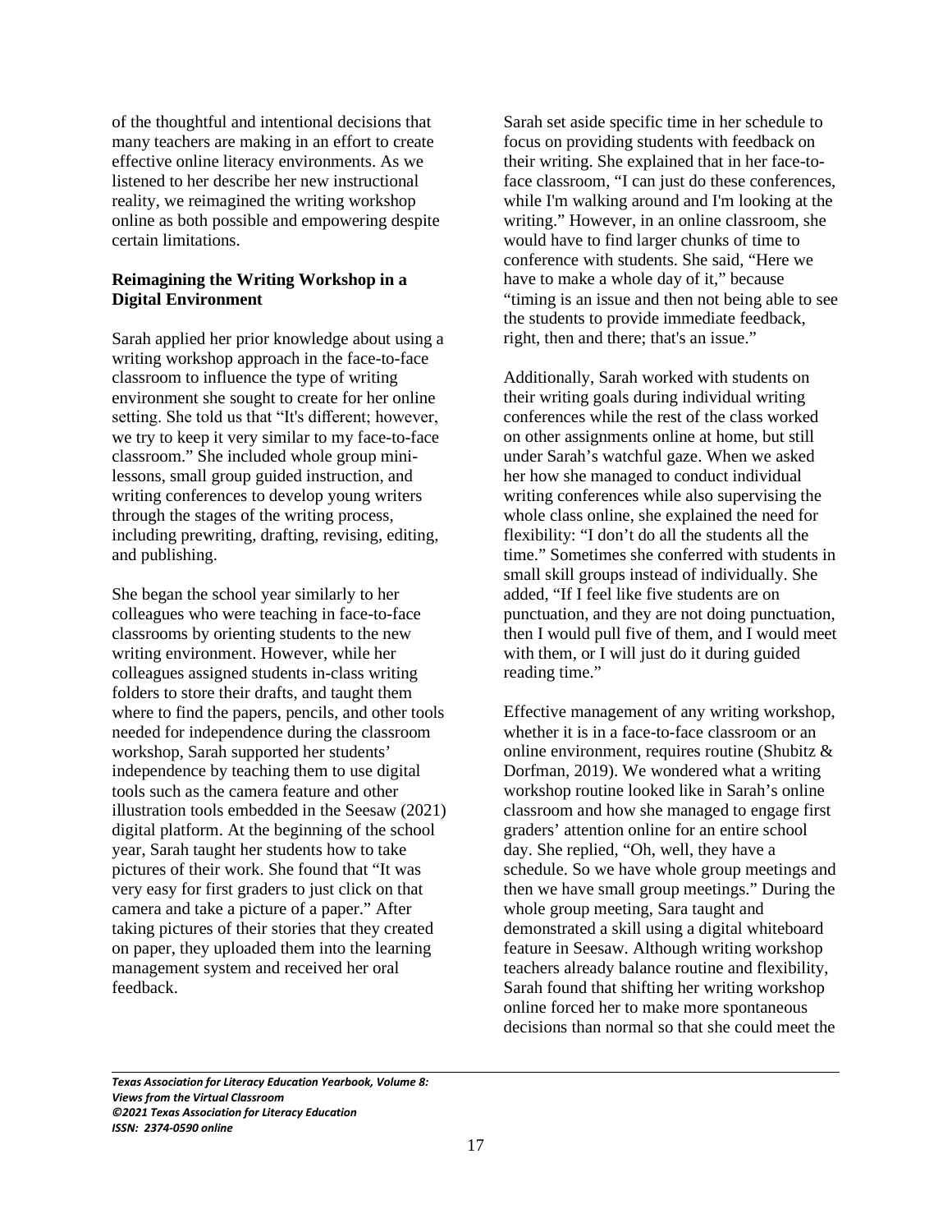of the thoughtful and intentional decisions that many teachers are making in an effort to create effective online literacy environments. As we listened to her describe her new instructional reality, we reimagined the writing workshop online as both possible and empowering despite certain limitations.

**Reimagining the Writing Workshop in a Digital Environment**

Sarah applied her prior knowledge about using a writing workshop approach in the face-to-face classroom to influence the type of writing environment she sought to create for her online setting. She told us that "It's different; however, we try to keep it very similar to my face-to-face classroom." She included whole group mini-lessons, small group guided instruction, and writing conferences to develop young writers through the stages of the writing process, including prewriting, drafting, revising, editing, and publishing.

She began the school year similarly to her colleagues who were teaching in face-to-face classrooms by orienting students to the new writing environment. However, while her colleagues assigned students in-class writing folders to store their drafts, and taught them where to find the papers, pencils, and other tools needed for independence during the classroom workshop, Sarah supported her students' independence by teaching them to use digital tools such as the camera feature and other illustration tools embedded in the Seesaw (2021) digital platform. At the beginning of the school year, Sarah taught her students how to take pictures of their work. She found that "It was very easy for first graders to just click on that camera and take a picture of a paper." After taking pictures of their stories that they created on paper, they uploaded them into the learning management system and received her oral feedback.

Sarah set aside specific time in her schedule to focus on providing students with feedback on their writing. She explained that in her face-to-face classroom, "I can just do these conferences, while I'm walking around and I'm looking at the writing." However, in an online classroom, she would have to find larger chunks of time to conference with students. She said, "Here we have to make a whole day of it," because "timing is an issue and then not being able to see the students to provide immediate feedback, right, then and there; that's an issue."

Additionally, Sarah worked with students on their writing goals during individual writing conferences while the rest of the class worked on other assignments online at home, but still under Sarah's watchful gaze. When we asked her how she managed to conduct individual writing conferences while also supervising the whole class online, she explained the need for flexibility: "I don't do all the students all the time." Sometimes she conferred with students in small skill groups instead of individually. She added, "If I feel like five students are on punctuation, and they are not doing punctuation, then I would pull five of them, and I would meet with them, or I will just do it during guided reading time."

Effective management of any writing workshop, whether it is in a face-to-face classroom or an online environment, requires routine (Shubitz & Dorfman, 2019). We wondered what a writing workshop routine looked like in Sarah's online classroom and how she managed to engage first graders' attention online for an entire school day. She replied, "Oh, well, they have a schedule. So we have whole group meetings and then we have small group meetings." During the whole group meeting, Sara taught and demonstrated a skill using a digital whiteboard feature in Seesaw. Although writing workshop teachers already balance routine and flexibility, Sarah found that shifting her writing workshop online forced her to make more spontaneous decisions than normal so that she could meet the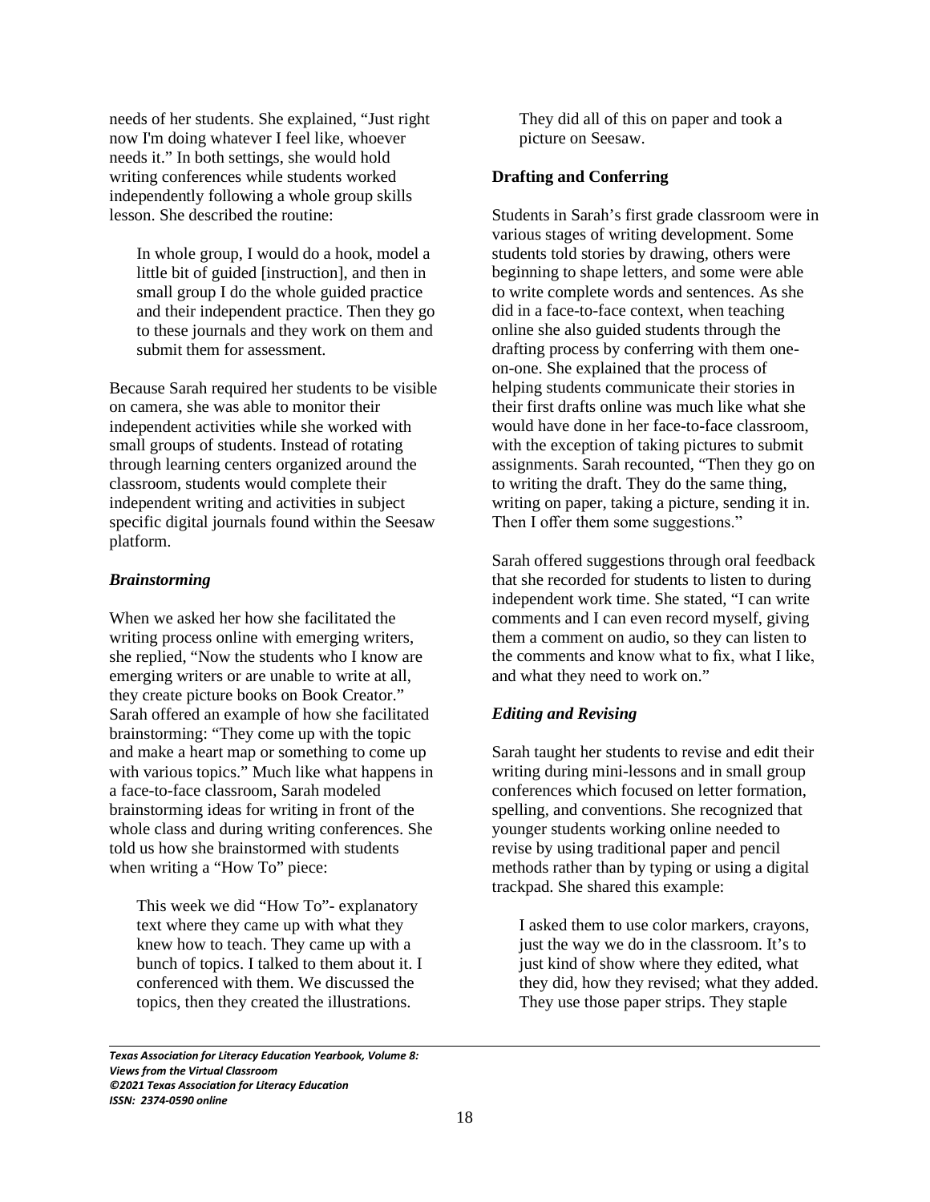needs of her students. She explained, "Just right now I'm doing whatever I feel like, whoever needs it." In both settings, she would hold writing conferences while students worked independently following a whole group skills lesson. She described the routine:

> In whole group, I would do a hook, model a little bit of guided [instruction], and then in small group I do the whole guided practice and their independent practice. Then they go to these journals and they work on them and submit them for assessment.

Because Sarah required her students to be visible on camera, she was able to monitor their independent activities while she worked with small groups of students. Instead of rotating through learning centers organized around the classroom, students would complete their independent writing and activities in subject specific digital journals found within the Seesaw platform.

### *Brainstorming*

When we asked her how she facilitated the writing process online with emerging writers, she replied, "Now the students who I know are emerging writers or are unable to write at all, they create picture books on Book Creator." Sarah offered an example of how she facilitated brainstorming: "They come up with the topic and make a heart map or something to come up with various topics." Much like what happens in a face-to-face classroom, Sarah modeled brainstorming ideas for writing in front of the whole class and during writing conferences. She told us how she brainstormed with students when writing a "How To" piece:

> This week we did "How To"- explanatory text where they came up with what they knew how to teach. They came up with a bunch of topics. I talked to them about it. I conferenced with them. We discussed the topics, then they created the illustrations. They did all of this on paper and took a picture on Seesaw.

## **Drafting and Conferring**

Students in Sarah's first grade classroom were in various stages of writing development. Some students told stories by drawing, others were beginning to shape letters, and some were able to write complete words and sentences. As she did in a face-to-face context, when teaching online she also guided students through the drafting process by conferring with them one-on-one. She explained that the process of helping students communicate their stories in their first drafts online was much like what she would have done in her face-to-face classroom, with the exception of taking pictures to submit assignments. Sarah recounted, "Then they go on to writing the draft. They do the same thing, writing on paper, taking a picture, sending it in. Then I offer them some suggestions."

Sarah offered suggestions through oral feedback that she recorded for students to listen to during independent work time. She stated, "I can write comments and I can even record myself, giving them a comment on audio, so they can listen to the comments and know what to fix, what I like, and what they need to work on."

### *Editing and Revising*

Sarah taught her students to revise and edit their writing during mini-lessons and in small group conferences which focused on letter formation, spelling, and conventions. She recognized that younger students working online needed to revise by using traditional paper and pencil methods rather than by typing or using a digital trackpad. She shared this example:

> I asked them to use color markers, crayons, just the way we do in the classroom. It's to just kind of show where they edited, what they did, how they revised; what they added. They use those paper strips. They staple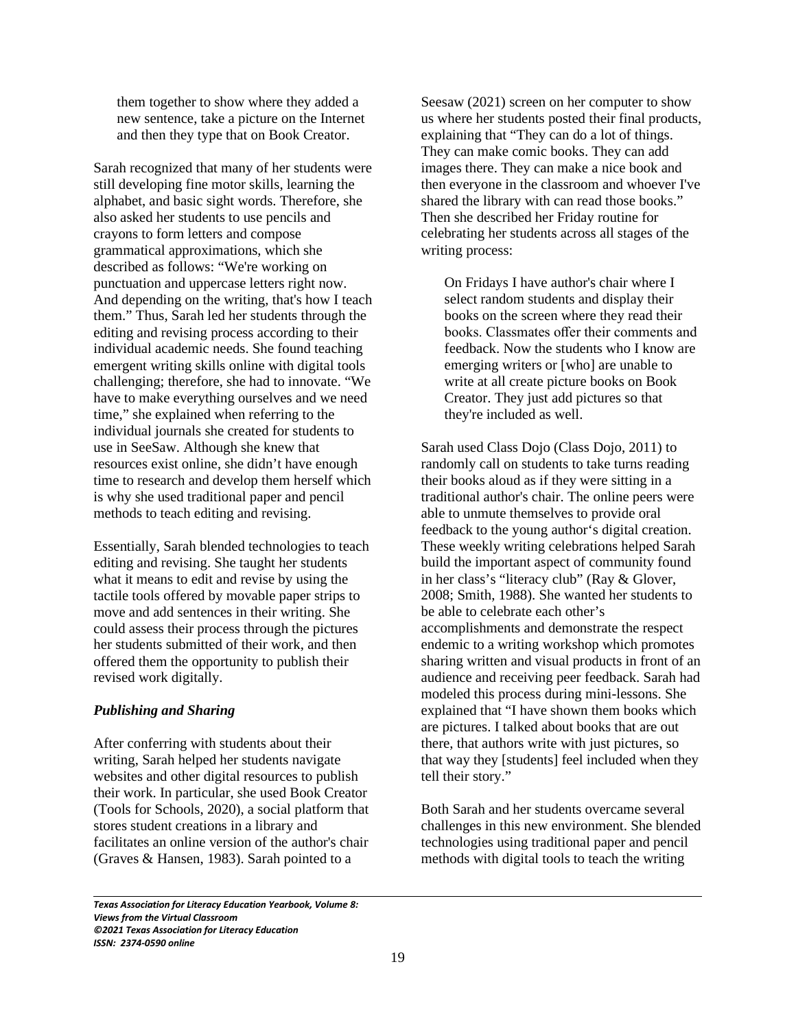them together to show where they added a new sentence, take a picture on the Internet and then they type that on Book Creator.

Sarah recognized that many of her students were still developing fine motor skills, learning the alphabet, and basic sight words. Therefore, she also asked her students to use pencils and crayons to form letters and compose grammatical approximations, which she described as follows: "We're working on punctuation and uppercase letters right now. And depending on the writing, that's how I teach them." Thus, Sarah led her students through the editing and revising process according to their individual academic needs. She found teaching emergent writing skills online with digital tools challenging; therefore, she had to innovate. "We have to make everything ourselves and we need time," she explained when referring to the individual journals she created for students to use in SeeSaw. Although she knew that resources exist online, she didn't have enough time to research and develop them herself which is why she used traditional paper and pencil methods to teach editing and revising.

Essentially, Sarah blended technologies to teach editing and revising. She taught her students what it means to edit and revise by using the tactile tools offered by movable paper strips to move and add sentences in their writing. She could assess their process through the pictures her students submitted of their work, and then offered them the opportunity to publish their revised work digitally.

### *Publishing and Sharing*

After conferring with students about their writing, Sarah helped her students navigate websites and other digital resources to publish their work. In particular, she used Book Creator (Tools for Schools, 2020), a social platform that stores student creations in a library and facilitates an online version of the author's chair (Graves & Hansen, 1983). Sarah pointed to a Seesaw (2021) screen on her computer to show us where her students posted their final products, explaining that "They can do a lot of things. They can make comic books. They can add images there. They can make a nice book and then everyone in the classroom and whoever I've shared the library with can read those books." Then she described her Friday routine for celebrating her students across all stages of the writing process:

> On Fridays I have author's chair where I select random students and display their books on the screen where they read their books. Classmates offer their comments and feedback. Now the students who I know are emerging writers or [who] are unable to write at all create picture books on Book Creator. They just add pictures so that they're included as well.

Sarah used Class Dojo (Class Dojo, 2011) to randomly call on students to take turns reading their books aloud as if they were sitting in a traditional author's chair. The online peers were able to unmute themselves to provide oral feedback to the young author's digital creation. These weekly writing celebrations helped Sarah build the important aspect of community found in her class's "literacy club" (Ray & Glover, 2008; Smith, 1988). She wanted her students to be able to celebrate each other's accomplishments and demonstrate the respect endemic to a writing workshop which promotes sharing written and visual products in front of an audience and receiving peer feedback. Sarah had modeled this process during mini-lessons. She explained that "I have shown them books which are pictures. I talked about books that are out there, that authors write with just pictures, so that way they [students] feel included when they tell their story."

Both Sarah and her students overcame several challenges in this new environment. She blended technologies using traditional paper and pencil methods with digital tools to teach the writing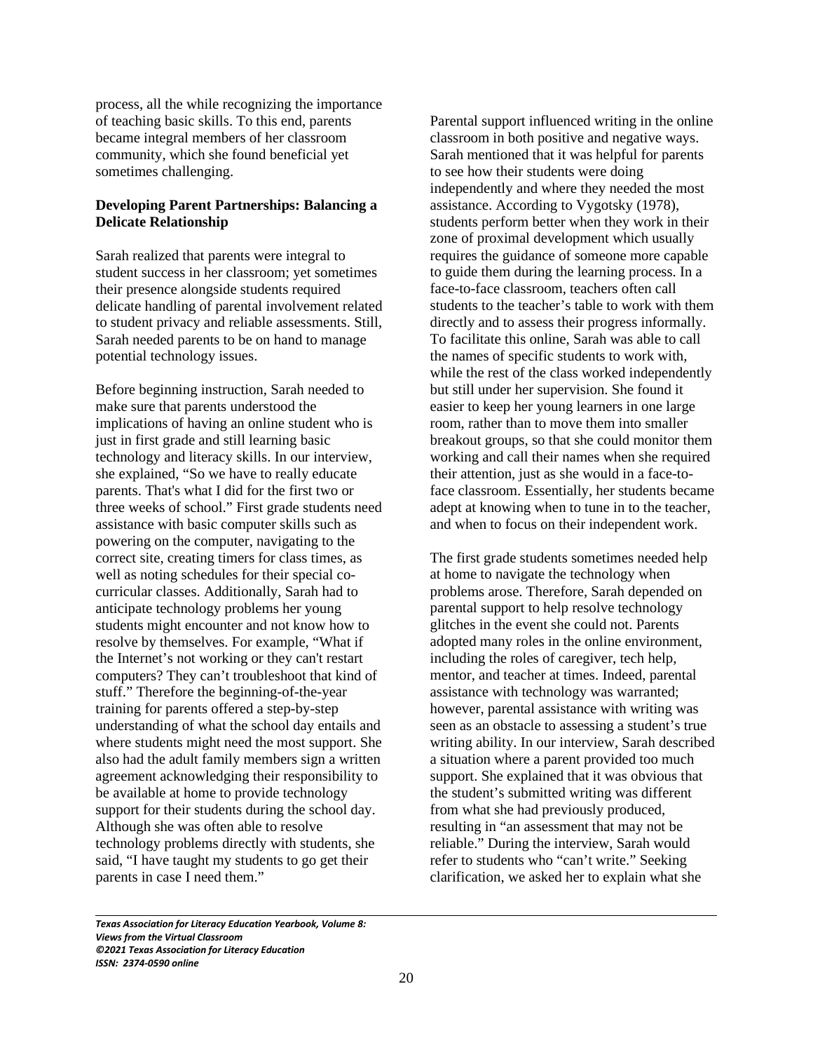process, all the while recognizing the importance of teaching basic skills. To this end, parents became integral members of her classroom community, which she found beneficial yet sometimes challenging.

### Developing Parent Partnerships: Balancing a Delicate Relationship

Sarah realized that parents were integral to student success in her classroom; yet sometimes their presence alongside students required delicate handling of parental involvement related to student privacy and reliable assessments. Still, Sarah needed parents to be on hand to manage potential technology issues.

Before beginning instruction, Sarah needed to make sure that parents understood the implications of having an online student who is just in first grade and still learning basic technology and literacy skills. In our interview, she explained, "So we have to really educate parents. That's what I did for the first two or three weeks of school." First grade students need assistance with basic computer skills such as powering on the computer, navigating to the correct site, creating timers for class times, as well as noting schedules for their special co-curricular classes. Additionally, Sarah had to anticipate technology problems her young students might encounter and not know how to resolve by themselves. For example, "What if the Internet's not working or they can't restart computers? They can't troubleshoot that kind of stuff." Therefore the beginning-of-the-year training for parents offered a step-by-step understanding of what the school day entails and where students might need the most support. She also had the adult family members sign a written agreement acknowledging their responsibility to be available at home to provide technology support for their students during the school day. Although she was often able to resolve technology problems directly with students, she said, "I have taught my students to go get their parents in case I need them."

Parental support influenced writing in the online classroom in both positive and negative ways. Sarah mentioned that it was helpful for parents to see how their students were doing independently and where they needed the most assistance. According to Vygotsky (1978), students perform better when they work in their zone of proximal development which usually requires the guidance of someone more capable to guide them during the learning process. In a face-to-face classroom, teachers often call students to the teacher's table to work with them directly and to assess their progress informally. To facilitate this online, Sarah was able to call the names of specific students to work with, while the rest of the class worked independently but still under her supervision. She found it easier to keep her young learners in one large room, rather than to move them into smaller breakout groups, so that she could monitor them working and call their names when she required their attention, just as she would in a face-to-face classroom. Essentially, her students became adept at knowing when to tune in to the teacher, and when to focus on their independent work.

The first grade students sometimes needed help at home to navigate the technology when problems arose. Therefore, Sarah depended on parental support to help resolve technology glitches in the event she could not. Parents adopted many roles in the online environment, including the roles of caregiver, tech help, mentor, and teacher at times. Indeed, parental assistance with technology was warranted; however, parental assistance with writing was seen as an obstacle to assessing a student's true writing ability. In our interview, Sarah described a situation where a parent provided too much support. She explained that it was obvious that the student's submitted writing was different from what she had previously produced, resulting in "an assessment that may not be reliable." During the interview, Sarah would refer to students who "can't write." Seeking clarification, we asked her to explain what she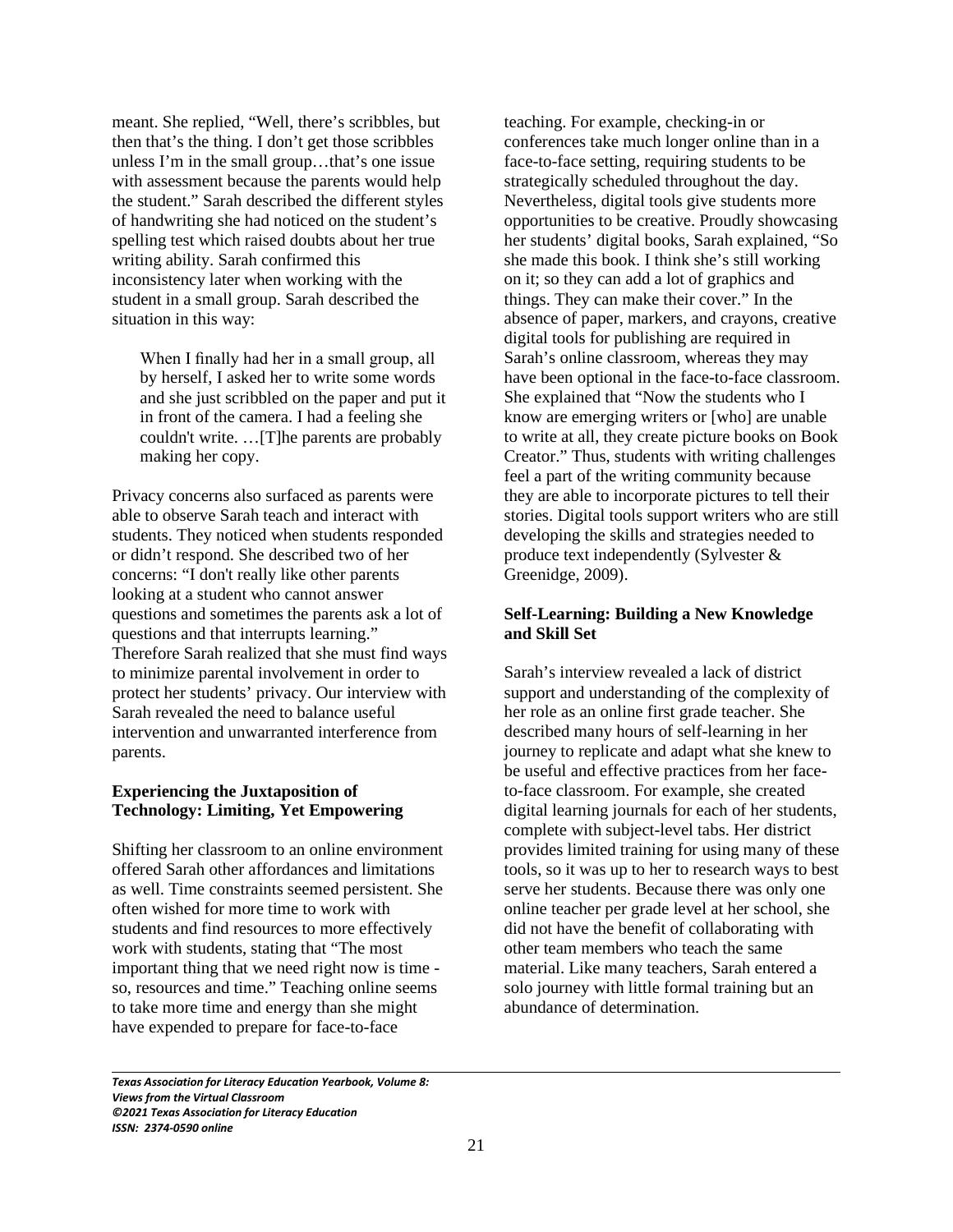meant. She replied, "Well, there's scribbles, but then that's the thing. I don't get those scribbles unless I'm in the small group…that's one issue with assessment because the parents would help the student." Sarah described the different styles of handwriting she had noticed on the student's spelling test which raised doubts about her true writing ability. Sarah confirmed this inconsistency later when working with the student in a small group. Sarah described the situation in this way:

> When I finally had her in a small group, all by herself, I asked her to write some words and she just scribbled on the paper and put it in front of the camera. I had a feeling she couldn't write. …[T]he parents are probably making her copy.

Privacy concerns also surfaced as parents were able to observe Sarah teach and interact with students. They noticed when students responded or didn't respond. She described two of her concerns: "I don't really like other parents looking at a student who cannot answer questions and sometimes the parents ask a lot of questions and that interrupts learning." Therefore Sarah realized that she must find ways to minimize parental involvement in order to protect her students' privacy. Our interview with Sarah revealed the need to balance useful intervention and unwarranted interference from parents.

### Experiencing the Juxtaposition of Technology: Limiting, Yet Empowering

Shifting her classroom to an online environment offered Sarah other affordances and limitations as well. Time constraints seemed persistent. She often wished for more time to work with students and find resources to more effectively work with students, stating that "The most important thing that we need right now is time - so, resources and time." Teaching online seems to take more time and energy than she might have expended to prepare for face-to-face teaching. For example, checking-in or conferences take much longer online than in a face-to-face setting, requiring students to be strategically scheduled throughout the day. Nevertheless, digital tools give students more opportunities to be creative. Proudly showcasing her students' digital books, Sarah explained, "So she made this book. I think she's still working on it; so they can add a lot of graphics and things. They can make their cover." In the absence of paper, markers, and crayons, creative digital tools for publishing are required in Sarah's online classroom, whereas they may have been optional in the face-to-face classroom. She explained that "Now the students who I know are emerging writers or [who] are unable to write at all, they create picture books on Book Creator." Thus, students with writing challenges feel a part of the writing community because they are able to incorporate pictures to tell their stories. Digital tools support writers who are still developing the skills and strategies needed to produce text independently (Sylvester & Greenidge, 2009).

### Self-Learning: Building a New Knowledge and Skill Set

Sarah's interview revealed a lack of district support and understanding of the complexity of her role as an online first grade teacher. She described many hours of self-learning in her journey to replicate and adapt what she knew to be useful and effective practices from her face-to-face classroom. For example, she created digital learning journals for each of her students, complete with subject-level tabs. Her district provides limited training for using many of these tools, so it was up to her to research ways to best serve her students. Because there was only one online teacher per grade level at her school, she did not have the benefit of collaborating with other team members who teach the same material. Like many teachers, Sarah entered a solo journey with little formal training but an abundance of determination.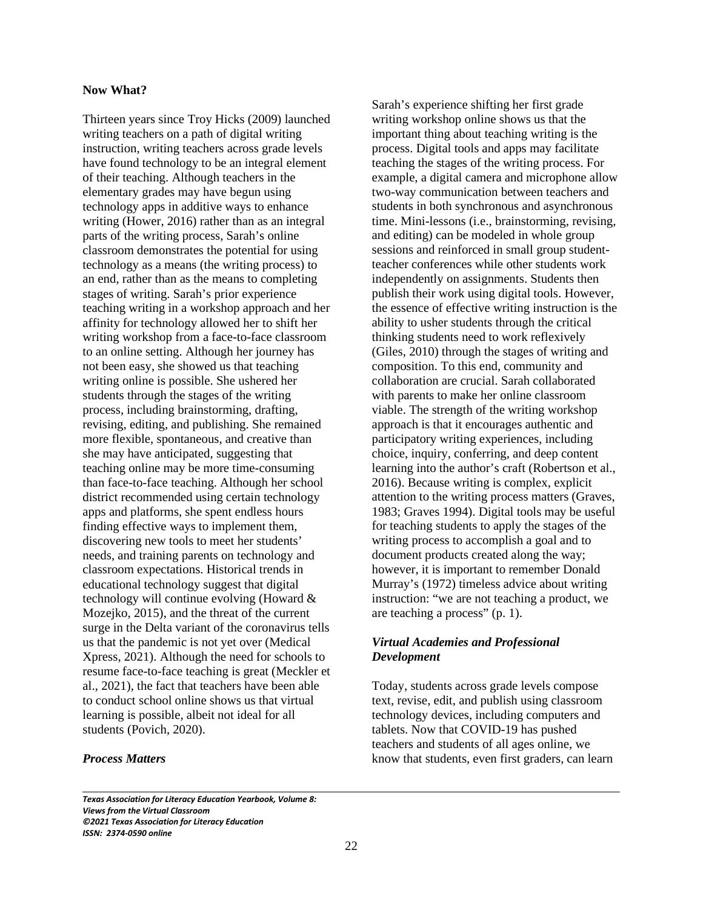**Now What?**

Thirteen years since Troy Hicks (2009) launched writing teachers on a path of digital writing instruction, writing teachers across grade levels have found technology to be an integral element of their teaching. Although teachers in the elementary grades may have begun using technology apps in additive ways to enhance writing (Hower, 2016) rather than as an integral parts of the writing process, Sarah's online classroom demonstrates the potential for using technology as a means (the writing process) to an end, rather than as the means to completing stages of writing. Sarah's prior experience teaching writing in a workshop approach and her affinity for technology allowed her to shift her writing workshop from a face-to-face classroom to an online setting. Although her journey has not been easy, she showed us that teaching writing online is possible. She ushered her students through the stages of the writing process, including brainstorming, drafting, revising, editing, and publishing. She remained more flexible, spontaneous, and creative than she may have anticipated, suggesting that teaching online may be more time-consuming than face-to-face teaching. Although her school district recommended using certain technology apps and platforms, she spent endless hours finding effective ways to implement them, discovering new tools to meet her students' needs, and training parents on technology and classroom expectations. Historical trends in educational technology suggest that digital technology will continue evolving (Howard & Mozejko, 2015), and the threat of the current surge in the Delta variant of the coronavirus tells us that the pandemic is not yet over (Medical Xpress, 2021). Although the need for schools to resume face-to-face teaching is great (Meckler et al., 2021), the fact that teachers have been able to conduct school online shows us that virtual learning is possible, albeit not ideal for all students (Povich, 2020).

***Process Matters***

Sarah's experience shifting her first grade writing workshop online shows us that the important thing about teaching writing is the process. Digital tools and apps may facilitate teaching the stages of the writing process. For example, a digital camera and microphone allow two-way communication between teachers and students in both synchronous and asynchronous time. Mini-lessons (i.e., brainstorming, revising, and editing) can be modeled in whole group sessions and reinforced in small group student-teacher conferences while other students work independently on assignments. Students then publish their work using digital tools. However, the essence of effective writing instruction is the ability to usher students through the critical thinking students need to work reflexively (Giles, 2010) through the stages of writing and composition. To this end, community and collaboration are crucial. Sarah collaborated with parents to make her online classroom viable. The strength of the writing workshop approach is that it encourages authentic and participatory writing experiences, including choice, inquiry, conferring, and deep content learning into the author's craft (Robertson et al., 2016). Because writing is complex, explicit attention to the writing process matters (Graves, 1983; Graves 1994). Digital tools may be useful for teaching students to apply the stages of the writing process to accomplish a goal and to document products created along the way; however, it is important to remember Donald Murray's (1972) timeless advice about writing instruction: "we are not teaching a product, we are teaching a process" (p. 1).

***Virtual Academies and Professional Development***

Today, students across grade levels compose text, revise, edit, and publish using classroom technology devices, including computers and tablets. Now that COVID-19 has pushed teachers and students of all ages online, we know that students, even first graders, can learn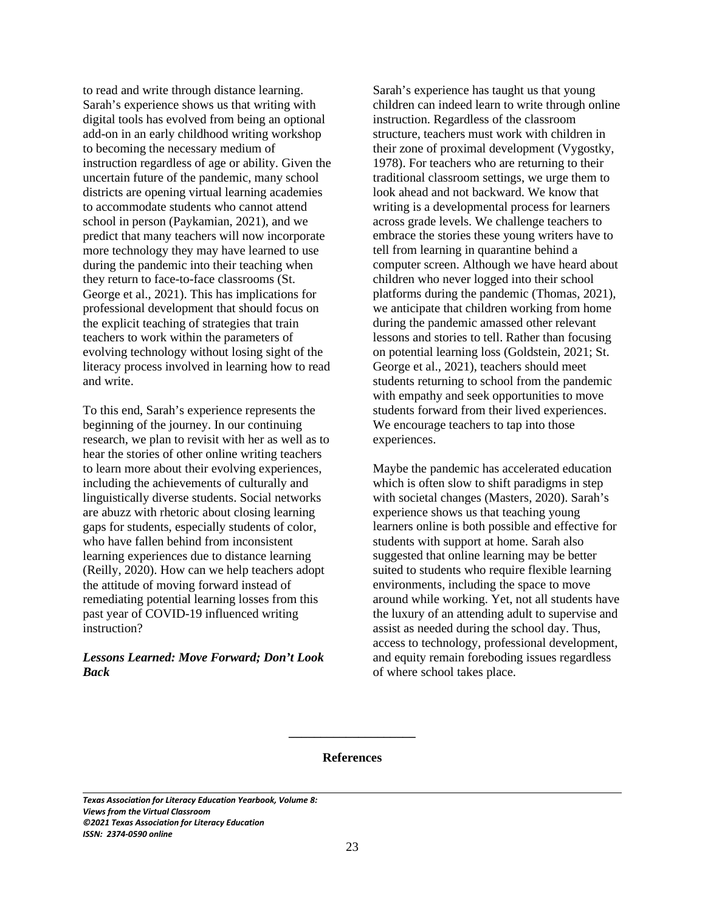to read and write through distance learning. Sarah's experience shows us that writing with digital tools has evolved from being an optional add-on in an early childhood writing workshop to becoming the necessary medium of instruction regardless of age or ability. Given the uncertain future of the pandemic, many school districts are opening virtual learning academies to accommodate students who cannot attend school in person (Paykamian, 2021), and we predict that many teachers will now incorporate more technology they may have learned to use during the pandemic into their teaching when they return to face-to-face classrooms (St. George et al., 2021). This has implications for professional development that should focus on the explicit teaching of strategies that train teachers to work within the parameters of evolving technology without losing sight of the literacy process involved in learning how to read and write.

To this end, Sarah's experience represents the beginning of the journey. In our continuing research, we plan to revisit with her as well as to hear the stories of other online writing teachers to learn more about their evolving experiences, including the achievements of culturally and linguistically diverse students. Social networks are abuzz with rhetoric about closing learning gaps for students, especially students of color, who have fallen behind from inconsistent learning experiences due to distance learning (Reilly, 2020). How can we help teachers adopt the attitude of moving forward instead of remediating potential learning losses from this past year of COVID-19 influenced writing instruction?

### *Lessons Learned: Move Forward; Don't Look Back*

Sarah's experience has taught us that young children can indeed learn to write through online instruction. Regardless of the classroom structure, teachers must work with children in their zone of proximal development (Vygostky, 1978). For teachers who are returning to their traditional classroom settings, we urge them to look ahead and not backward. We know that writing is a developmental process for learners across grade levels. We challenge teachers to embrace the stories these young writers have to tell from learning in quarantine behind a computer screen. Although we have heard about children who never logged into their school platforms during the pandemic (Thomas, 2021), we anticipate that children working from home during the pandemic amassed other relevant lessons and stories to tell. Rather than focusing on potential learning loss (Goldstein, 2021; St. George et al., 2021), teachers should meet students returning to school from the pandemic with empathy and seek opportunities to move students forward from their lived experiences. We encourage teachers to tap into those experiences.

Maybe the pandemic has accelerated education which is often slow to shift paradigms in step with societal changes (Masters, 2020). Sarah's experience shows us that teaching young learners online is both possible and effective for students with support at home. Sarah also suggested that online learning may be better suited to students who require flexible learning environments, including the space to move around while working. Yet, not all students have the luxury of an attending adult to supervise and assist as needed during the school day. Thus, access to technology, professional development, and equity remain foreboding issues regardless of where school takes place.

---

## References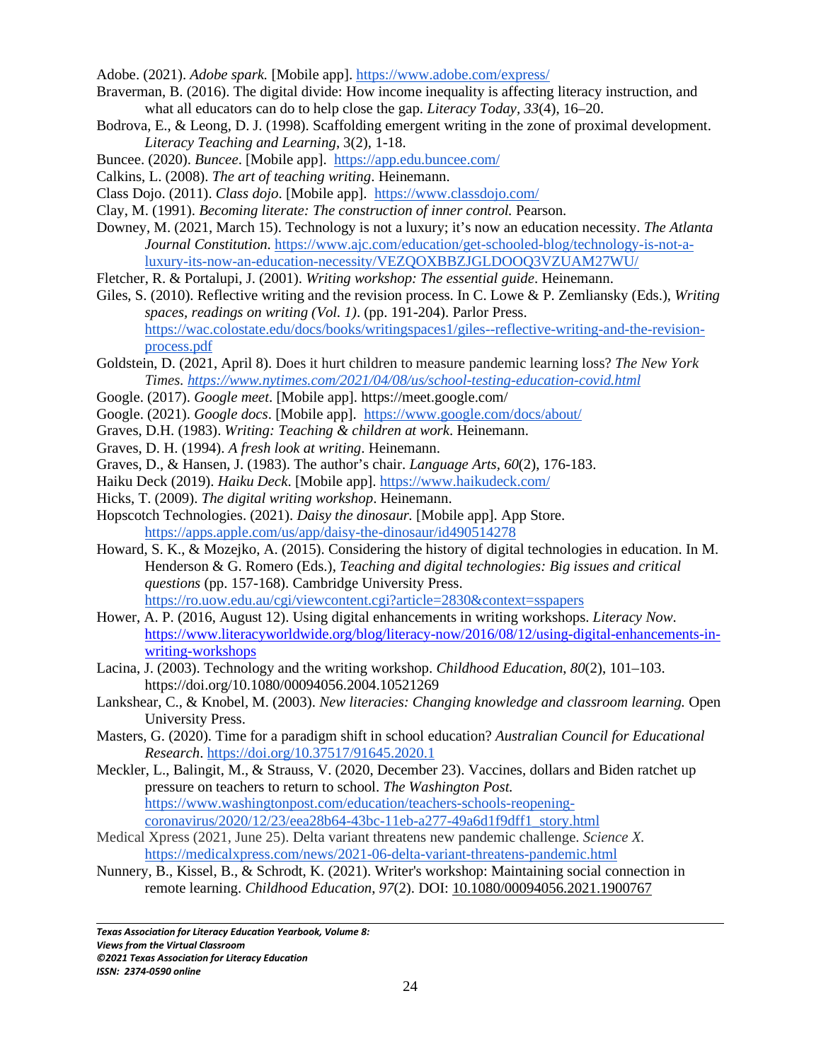Adobe. (2021). *Adobe spark.* [Mobile app]. https://www.adobe.com/express/

Braverman, B. (2016). The digital divide: How income inequality is affecting literacy instruction, and what all educators can do to help close the gap. *Literacy Today, 33*(4), 16–20.

Bodrova, E., & Leong, D. J. (1998). Scaffolding emergent writing in the zone of proximal development. *Literacy Teaching and Learning*, 3(2), 1-18.

Buncee. (2020). *Buncee*. [Mobile app]. https://app.edu.buncee.com/

Calkins, L. (2008). *The art of teaching writing*. Heinemann.

Class Dojo. (2011). *Class dojo*. [Mobile app]. https://www.classdojo.com/

Clay, M. (1991). *Becoming literate: The construction of inner control.* Pearson.

Downey, M. (2021, March 15). Technology is not a luxury; it's now an education necessity. *The Atlanta Journal Constitution*. https://www.ajc.com/education/get-schooled-blog/technology-is-not-a-luxury-its-now-an-education-necessity/VEZQOXBBZJGLDOOQ3VZUAM27WU/

Fletcher, R. & Portalupi, J. (2001). *Writing workshop: The essential guide*. Heinemann.

Giles, S. (2010). Reflective writing and the revision process. In C. Lowe & P. Zemliansky (Eds.), *Writing spaces, readings on writing (Vol. 1)*. (pp. 191-204). Parlor Press. https://wac.colostate.edu/docs/books/writingspaces1/giles--reflective-writing-and-the-revision-process.pdf

Goldstein, D. (2021, April 8). Does it hurt children to measure pandemic learning loss? *The New York Times. https://www.nytimes.com/2021/04/08/us/school-testing-education-covid.html*

Google. (2017). *Google meet*. [Mobile app]. https://meet.google.com/

Google. (2021). *Google docs*. [Mobile app]. https://www.google.com/docs/about/

Graves, D.H. (1983). *Writing: Teaching & children at work*. Heinemann.

Graves, D. H. (1994). *A fresh look at writing*. Heinemann.

Graves, D., & Hansen, J. (1983). The author's chair. *Language Arts, 60*(2), 176-183.

Haiku Deck (2019). *Haiku Deck*. [Mobile app]. https://www.haikudeck.com/

Hicks, T. (2009). *The digital writing workshop*. Heinemann.

Hopscotch Technologies. (2021). *Daisy the dinosaur.* [Mobile app]. App Store. https://apps.apple.com/us/app/daisy-the-dinosaur/id490514278

Howard, S. K., & Mozejko, A. (2015). Considering the history of digital technologies in education. In M. Henderson & G. Romero (Eds.), *Teaching and digital technologies: Big issues and critical questions* (pp. 157-168). Cambridge University Press. https://ro.uow.edu.au/cgi/viewcontent.cgi?article=2830&context=sspapers

Hower, A. P. (2016, August 12). Using digital enhancements in writing workshops. *Literacy Now*. https://www.literacyworldwide.org/blog/literacy-now/2016/08/12/using-digital-enhancements-in-writing-workshops

Lacina, J. (2003). Technology and the writing workshop. *Childhood Education, 80*(2), 101–103. https://doi.org/10.1080/00094056.2004.10521269

Lankshear, C., & Knobel, M. (2003). *New literacies: Changing knowledge and classroom learning.* Open University Press.

Masters, G. (2020). Time for a paradigm shift in school education? *Australian Council for Educational Research*. https://doi.org/10.37517/91645.2020.1

Meckler, L., Balingit, M., & Strauss, V. (2020, December 23). Vaccines, dollars and Biden ratchet up pressure on teachers to return to school. *The Washington Post.* https://www.washingtonpost.com/education/teachers-schools-reopening-coronavirus/2020/12/23/eea28b64-43bc-11eb-a277-49a6d1f9dff1_story.html

Medical Xpress (2021, June 25). Delta variant threatens new pandemic challenge. *Science X*. https://medicalxpress.com/news/2021-06-delta-variant-threatens-pandemic.html

Nunnery, B., Kissel, B., & Schrodt, K. (2021). Writer's workshop: Maintaining social connection in remote learning. *Childhood Education*, *97*(2). DOI: 10.1080/00094056.2021.1900767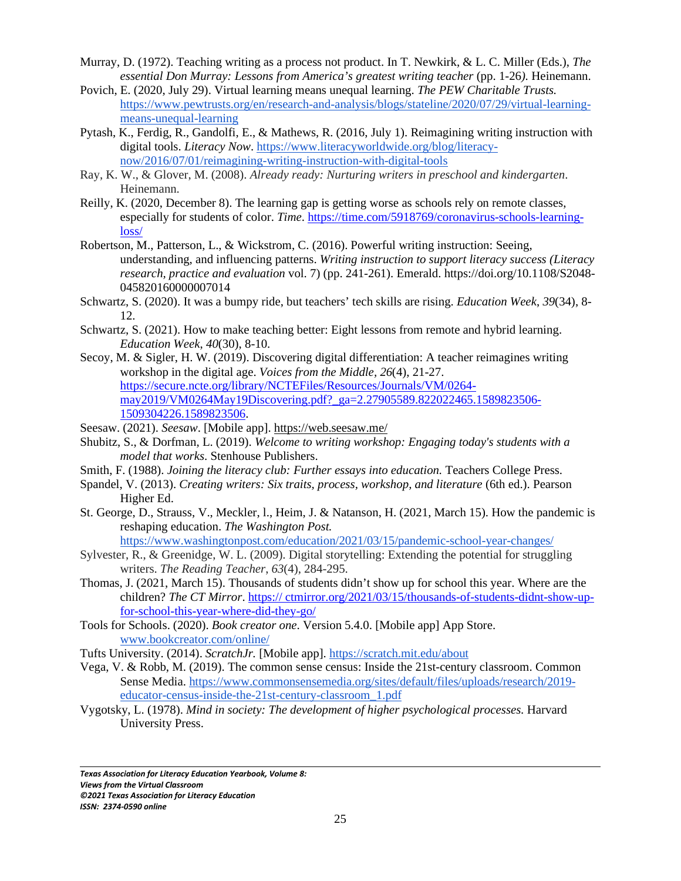Murray, D. (1972). Teaching writing as a process not product. In T. Newkirk, & L. C. Miller (Eds.), *The essential Don Murray: Lessons from America's greatest writing teacher* (pp. 1-26). Heinemann.

Povich, E. (2020, July 29). Virtual learning means unequal learning. *The PEW Charitable Trusts.* https://www.pewtrusts.org/en/research-and-analysis/blogs/stateline/2020/07/29/virtual-learning-means-unequal-learning

Pytash, K., Ferdig, R., Gandolfi, E., & Mathews, R. (2016, July 1). Reimagining writing instruction with digital tools. *Literacy Now*. https://www.literacyworldwide.org/blog/literacy-now/2016/07/01/reimagining-writing-instruction-with-digital-tools

Ray, K. W., & Glover, M. (2008). *Already ready: Nurturing writers in preschool and kindergarten*. Heinemann.

Reilly, K. (2020, December 8). The learning gap is getting worse as schools rely on remote classes, especially for students of color. *Time*. https://time.com/5918769/coronavirus-schools-learning-loss/

Robertson, M., Patterson, L., & Wickstrom, C. (2016). Powerful writing instruction: Seeing, understanding, and influencing patterns. *Writing instruction to support literacy success (Literacy research, practice and evaluation* vol. 7) (pp. 241-261). Emerald. https://doi.org/10.1108/S2048-045820160000007014

Schwartz, S. (2020). It was a bumpy ride, but teachers' tech skills are rising. *Education Week*, *39*(34), 8-12.

Schwartz, S. (2021). How to make teaching better: Eight lessons from remote and hybrid learning. *Education Week*, *40*(30), 8-10.

Secoy, M. & Sigler, H. W. (2019). Discovering digital differentiation: A teacher reimagines writing workshop in the digital age. *Voices from the Middle, 26*(4), 21-27. https://secure.ncte.org/library/NCTEFiles/Resources/Journals/VM/0264-may2019/VM0264May19Discovering.pdf?_ga=2.27905589.822022465.1589823506-1509304226.1589823506.

Seesaw. (2021). *Seesaw*. [Mobile app]. https://web.seesaw.me/

Shubitz, S., & Dorfman, L. (2019). *Welcome to writing workshop: Engaging today's students with a model that works*. Stenhouse Publishers.

Smith, F. (1988). *Joining the literacy club: Further essays into education.* Teachers College Press.

Spandel, V. (2013). *Creating writers: Six traits, process, workshop, and literature* (6th ed.). Pearson Higher Ed.

St. George, D., Strauss, V., Meckler, l., Heim, J. & Natanson, H. (2021, March 15). How the pandemic is reshaping education. *The Washington Post.* https://www.washingtonpost.com/education/2021/03/15/pandemic-school-year-changes/

Sylvester, R., & Greenidge, W. L. (2009). Digital storytelling: Extending the potential for struggling writers. *The Reading Teacher*, *63*(4), 284-295.

Thomas, J. (2021, March 15). Thousands of students didn't show up for school this year. Where are the children? *The CT Mirror*. https:// ctmirror.org/2021/03/15/thousands-of-students-didnt-show-up-for-school-this-year-where-did-they-go/

Tools for Schools. (2020). *Book creator one*. Version 5.4.0. [Mobile app] App Store. www.bookcreator.com/online/

Tufts University. (2014). *ScratchJr.* [Mobile app]. https://scratch.mit.edu/about

Vega, V. & Robb, M. (2019). The common sense census: Inside the 21st-century classroom. Common Sense Media. https://www.commonsensemedia.org/sites/default/files/uploads/research/2019-educator-census-inside-the-21st-century-classroom_1.pdf

Vygotsky, L. (1978). *Mind in society: The development of higher psychological processes.* Harvard University Press.